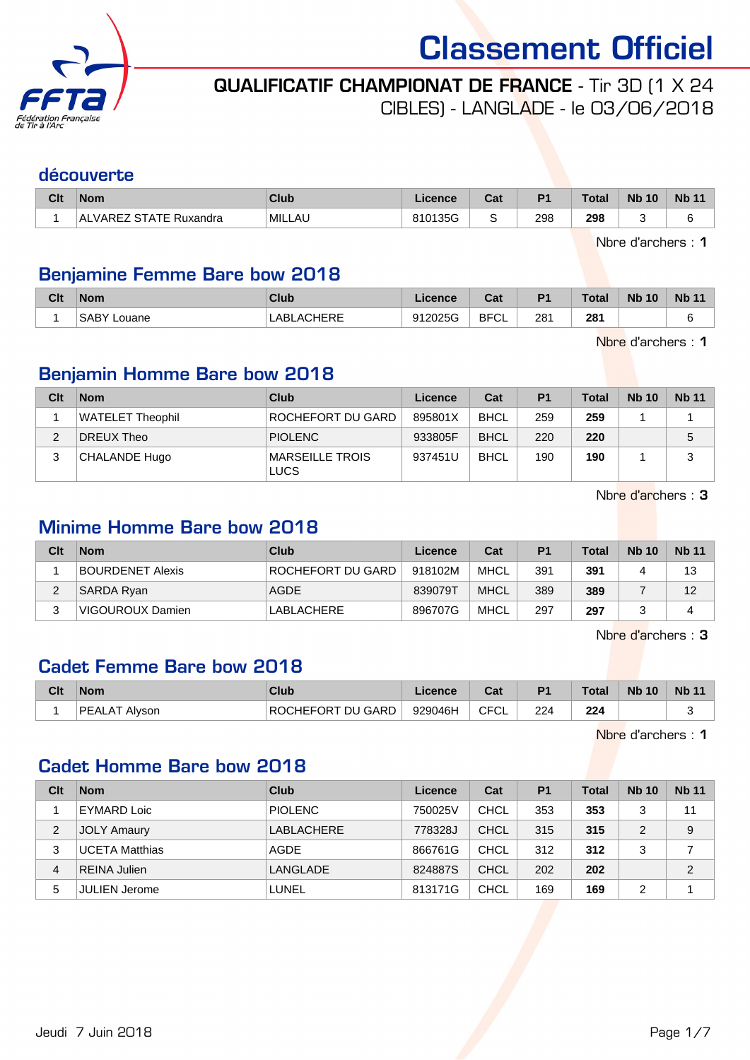# Classement Officiel

## QUALIFICATIF CHAMPIONAT DE FRANCE - Tir 3D (1 X 24 CIBLES) - LANGLADE - le 03/06/2018

### découverte

| Clt | Nom | Club | Licence | Cat | P1 | Total | Nb 10 | Nb 11 |
|---|---|---|---|---|---|---|---|---|
| 1 | ALVAREZ STATE Ruxandra | MILLAU | 810135G | S | 298 | **298** | 3 | 6 |

Nbre d'archers : **1**

### Benjamine Femme Bare bow 2018

| Clt | Nom | Club | Licence | Cat | P1 | Total | Nb 10 | Nb 11 |
|---|---|---|---|---|---|---|---|---|
| 1 | SABY Louane | LABLACHERE | 912025G | BFCL | 281 | **281** | | 6 |

Nbre d'archers : **1**

### Benjamin Homme Bare bow 2018

| Clt | Nom | Club | Licence | Cat | P1 | Total | Nb 10 | Nb 11 |
|---|---|---|---|---|---|---|---|---|
| 1 | WATELET Theophil | ROCHEFORT DU GARD | 895801X | BHCL | 259 | **259** | 1 | 1 |
| 2 | DREUX Theo | PIOLENC | 933805F | BHCL | 220 | **220** | | 5 |
| 3 | CHALANDE Hugo | MARSEILLE TROIS LUCS | 937451U | BHCL | 190 | **190** | 1 | 3 |

Nbre d'archers : **3**

### Minime Homme Bare bow 2018

| Clt | Nom | Club | Licence | Cat | P1 | Total | Nb 10 | Nb 11 |
|---|---|---|---|---|---|---|---|---|
| 1 | BOURDENET Alexis | ROCHEFORT DU GARD | 918102M | MHCL | 391 | **391** | 4 | 13 |
| 2 | SARDA Ryan | AGDE | 839079T | MHCL | 389 | **389** | 7 | 12 |
| 3 | VIGOUROUX Damien | LABLACHERE | 896707G | MHCL | 297 | **297** | 3 | 4 |

Nbre d'archers : **3**

### Cadet Femme Bare bow 2018

| Clt | Nom | Club | Licence | Cat | P1 | Total | Nb 10 | Nb 11 |
|---|---|---|---|---|---|---|---|---|
| 1 | PEALAT Alyson | ROCHEFORT DU GARD | 929046H | CFCL | 224 | **224** | | 3 |

Nbre d'archers : **1**

### Cadet Homme Bare bow 2018

| Clt | Nom | Club | Licence | Cat | P1 | Total | Nb 10 | Nb 11 |
|---|---|---|---|---|---|---|---|---|
| 1 | EYMARD Loic | PIOLENC | 750025V | CHCL | 353 | **353** | 3 | 11 |
| 2 | JOLY Amaury | LABLACHERE | 778328J | CHCL | 315 | **315** | 2 | 9 |
| 3 | UCETA Matthias | AGDE | 866761G | CHCL | 312 | **312** | 3 | 7 |
| 4 | REINA Julien | LANGLADE | 824887S | CHCL | 202 | **202** | | 2 |
| 5 | JULIEN Jerome | LUNEL | 813171G | CHCL | 169 | **169** | 2 | 1 |

Jeudi 7 Juin 2018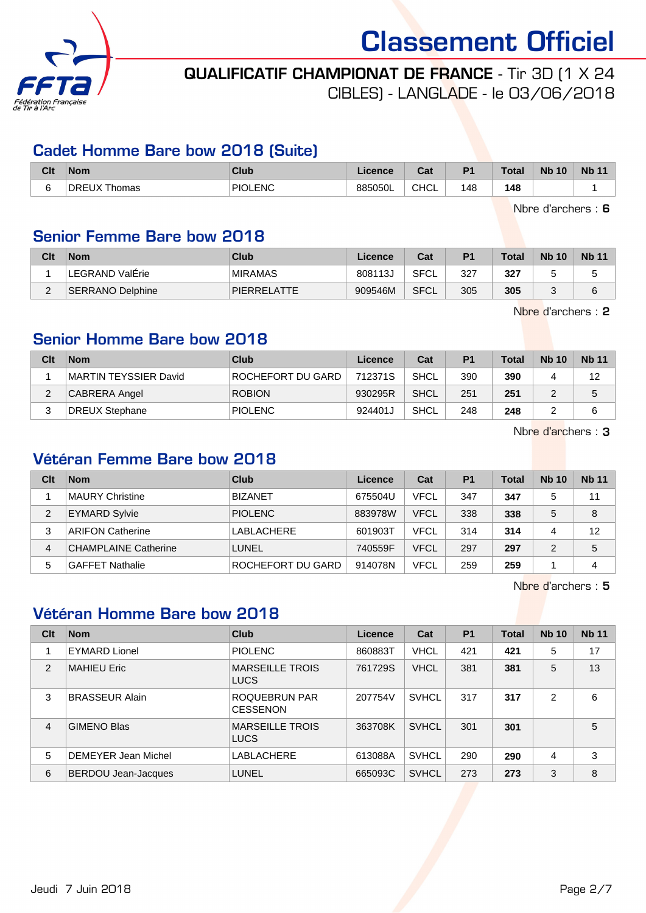# Classement Officiel

## QUALIFICATIF CHAMPIONAT DE FRANCE - Tir 3D (1 X 24 CIBLES) - LANGLADE - le 03/06/2018

### Cadet Homme Bare bow 2018 (Suite)

| Clt | Nom | Club | Licence | Cat | P1 | Total | Nb 10 | Nb 11 |
|---|---|---|---|---|---|---|---|---|
| 6 | DREUX Thomas | PIOLENC | 885050L | CHCL | 148 | **148** | | 1 |

Nbre d'archers : **6**

### Senior Femme Bare bow 2018

| Clt | Nom | Club | Licence | Cat | P1 | Total | Nb 10 | Nb 11 |
|---|---|---|---|---|---|---|---|---|
| 1 | LEGRAND ValÉrie | MIRAMAS | 808113J | SFCL | 327 | **327** | 5 | 5 |
| 2 | SERRANO Delphine | PIERRELATTE | 909546M | SFCL | 305 | **305** | 3 | 6 |

Nbre d'archers : **2**

### Senior Homme Bare bow 2018

| Clt | Nom | Club | Licence | Cat | P1 | Total | Nb 10 | Nb 11 |
|---|---|---|---|---|---|---|---|---|
| 1 | MARTIN TEYSSIER David | ROCHEFORT DU GARD | 712371S | SHCL | 390 | **390** | 4 | 12 |
| 2 | CABRERA Angel | ROBION | 930295R | SHCL | 251 | **251** | 2 | 5 |
| 3 | DREUX Stephane | PIOLENC | 924401J | SHCL | 248 | **248** | 2 | 6 |

Nbre d'archers : **3**

### Vétéran Femme Bare bow 2018

| Clt | Nom | Club | Licence | Cat | P1 | Total | Nb 10 | Nb 11 |
|---|---|---|---|---|---|---|---|---|
| 1 | MAURY Christine | BIZANET | 675504U | VFCL | 347 | **347** | 5 | 11 |
| 2 | EYMARD Sylvie | PIOLENC | 883978W | VFCL | 338 | **338** | 5 | 8 |
| 3 | ARIFON Catherine | LABLACHERE | 601903T | VFCL | 314 | **314** | 4 | 12 |
| 4 | CHAMPLAINE Catherine | LUNEL | 740559F | VFCL | 297 | **297** | 2 | 5 |
| 5 | GAFFET Nathalie | ROCHEFORT DU GARD | 914078N | VFCL | 259 | **259** | 1 | 4 |

Nbre d'archers : **5**

### Vétéran Homme Bare bow 2018

| Clt | Nom | Club | Licence | Cat | P1 | Total | Nb 10 | Nb 11 |
|---|---|---|---|---|---|---|---|---|
| 1 | EYMARD Lionel | PIOLENC | 860883T | VHCL | 421 | **421** | 5 | 17 |
| 2 | MAHIEU Eric | MARSEILLE TROIS LUCS | 761729S | VHCL | 381 | **381** | 5 | 13 |
| 3 | BRASSEUR Alain | ROQUEBRUN PAR CESSENON | 207754V | SVHCL | 317 | **317** | 2 | 6 |
| 4 | GIMENO Blas | MARSEILLE TROIS LUCS | 363708K | SVHCL | 301 | **301** | | 5 |
| 5 | DEMEYER Jean Michel | LABLACHERE | 613088A | SVHCL | 290 | **290** | 4 | 3 |
| 6 | BERDOU Jean-Jacques | LUNEL | 665093C | SVHCL | 273 | **273** | 3 | 8 |

Jeudi 7 Juin 2018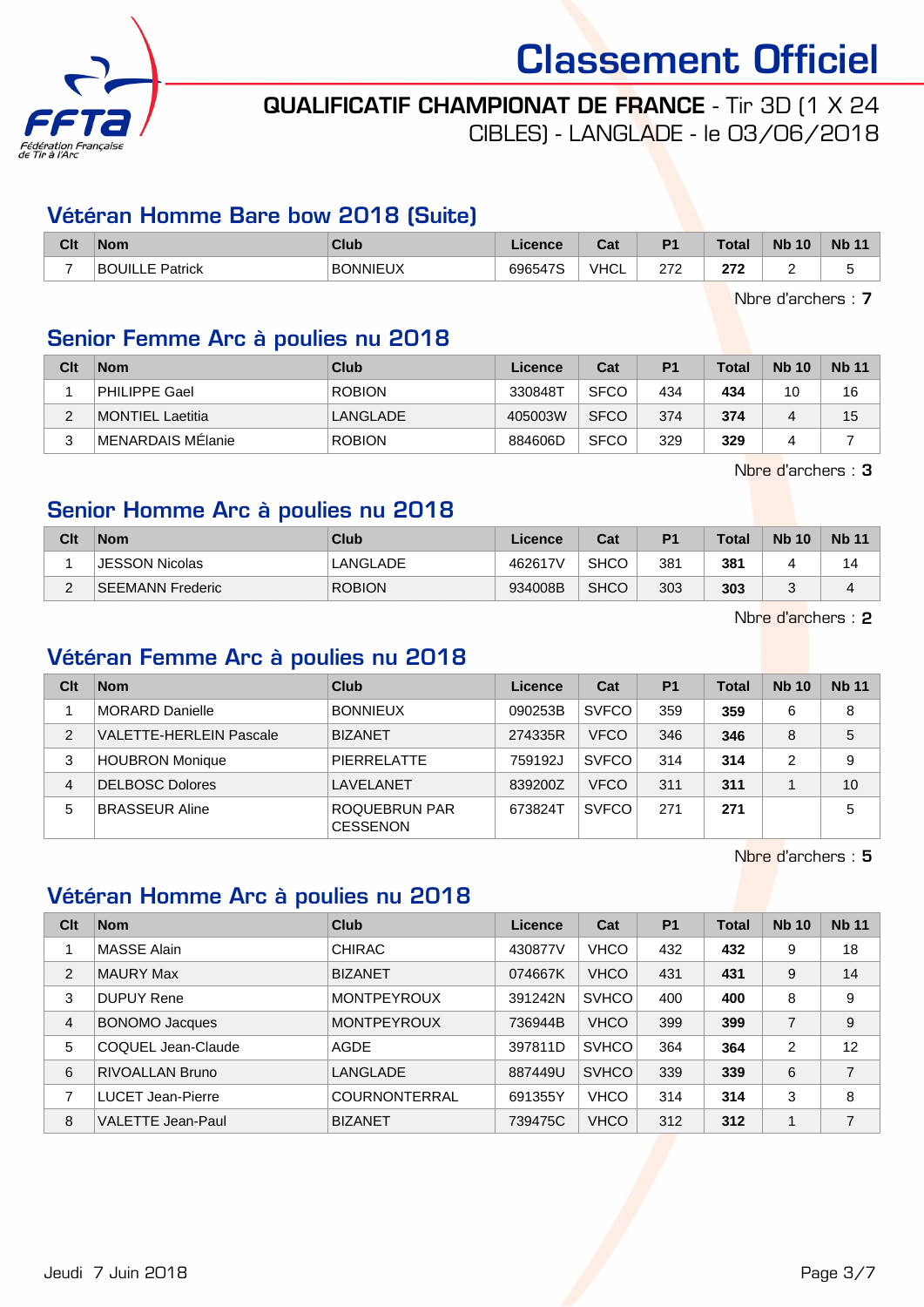# Classement Officiel

**QUALIFICATIF CHAMPIONAT DE FRANCE** - Tir 3D (1 X 24 CIBLES) - LANGLADE - le 03/06/2018

## Vétéran Homme Bare bow 2018 (Suite)

| Clt | Nom | Club | Licence | Cat | P1 | Total | Nb 10 | Nb 11 |
|---|---|---|---|---|---|---|---|---|
| 7 | BOUILLE Patrick | BONNIEUX | 696547S | VHCL | 272 | **272** | 2 | 5 |

Nbre d'archers : **7**

## Senior Femme Arc à poulies nu 2018

| Clt | Nom | Club | Licence | Cat | P1 | Total | Nb 10 | Nb 11 |
|---|---|---|---|---|---|---|---|---|
| 1 | PHILIPPE Gael | ROBION | 330848T | SFCO | 434 | **434** | 10 | 16 |
| 2 | MONTIEL Laetitia | LANGLADE | 405003W | SFCO | 374 | **374** | 4 | 15 |
| 3 | MENARDAIS MÉlanie | ROBION | 884606D | SFCO | 329 | **329** | 4 | 7 |

Nbre d'archers : **3**

## Senior Homme Arc à poulies nu 2018

| Clt | Nom | Club | Licence | Cat | P1 | Total | Nb 10 | Nb 11 |
|---|---|---|---|---|---|---|---|---|
| 1 | JESSON Nicolas | LANGLADE | 462617V | SHCO | 381 | **381** | 4 | 14 |
| 2 | SEEMANN Frederic | ROBION | 934008B | SHCO | 303 | **303** | 3 | 4 |

Nbre d'archers : **2**

## Vétéran Femme Arc à poulies nu 2018

| Clt | Nom | Club | Licence | Cat | P1 | Total | Nb 10 | Nb 11 |
|---|---|---|---|---|---|---|---|---|
| 1 | MORARD Danielle | BONNIEUX | 090253B | SVFCO | 359 | **359** | 6 | 8 |
| 2 | VALETTE-HERLEIN Pascale | BIZANET | 274335R | VFCO | 346 | **346** | 8 | 5 |
| 3 | HOUBRON Monique | PIERRELATTE | 759192J | SVFCO | 314 | **314** | 2 | 9 |
| 4 | DELBOSC Dolores | LAVELANET | 839200Z | VFCO | 311 | **311** | 1 | 10 |
| 5 | BRASSEUR Aline | ROQUEBRUN PAR CESSENON | 673824T | SVFCO | 271 | **271** | | 5 |

Nbre d'archers : **5**

## Vétéran Homme Arc à poulies nu 2018

| Clt | Nom | Club | Licence | Cat | P1 | Total | Nb 10 | Nb 11 |
|---|---|---|---|---|---|---|---|---|
| 1 | MASSE Alain | CHIRAC | 430877V | VHCO | 432 | **432** | 9 | 18 |
| 2 | MAURY Max | BIZANET | 074667K | VHCO | 431 | **431** | 9 | 14 |
| 3 | DUPUY Rene | MONTPEYROUX | 391242N | SVHCO | 400 | **400** | 8 | 9 |
| 4 | BONOMO Jacques | MONTPEYROUX | 736944B | VHCO | 399 | **399** | 7 | 9 |
| 5 | COQUEL Jean-Claude | AGDE | 397811D | SVHCO | 364 | **364** | 2 | 12 |
| 6 | RIVOALLAN Bruno | LANGLADE | 887449U | SVHCO | 339 | **339** | 6 | 7 |
| 7 | LUCET Jean-Pierre | COURNONTERRAL | 691355Y | VHCO | 314 | **314** | 3 | 8 |
| 8 | VALETTE Jean-Paul | BIZANET | 739475C | VHCO | 312 | **312** | 1 | 7 |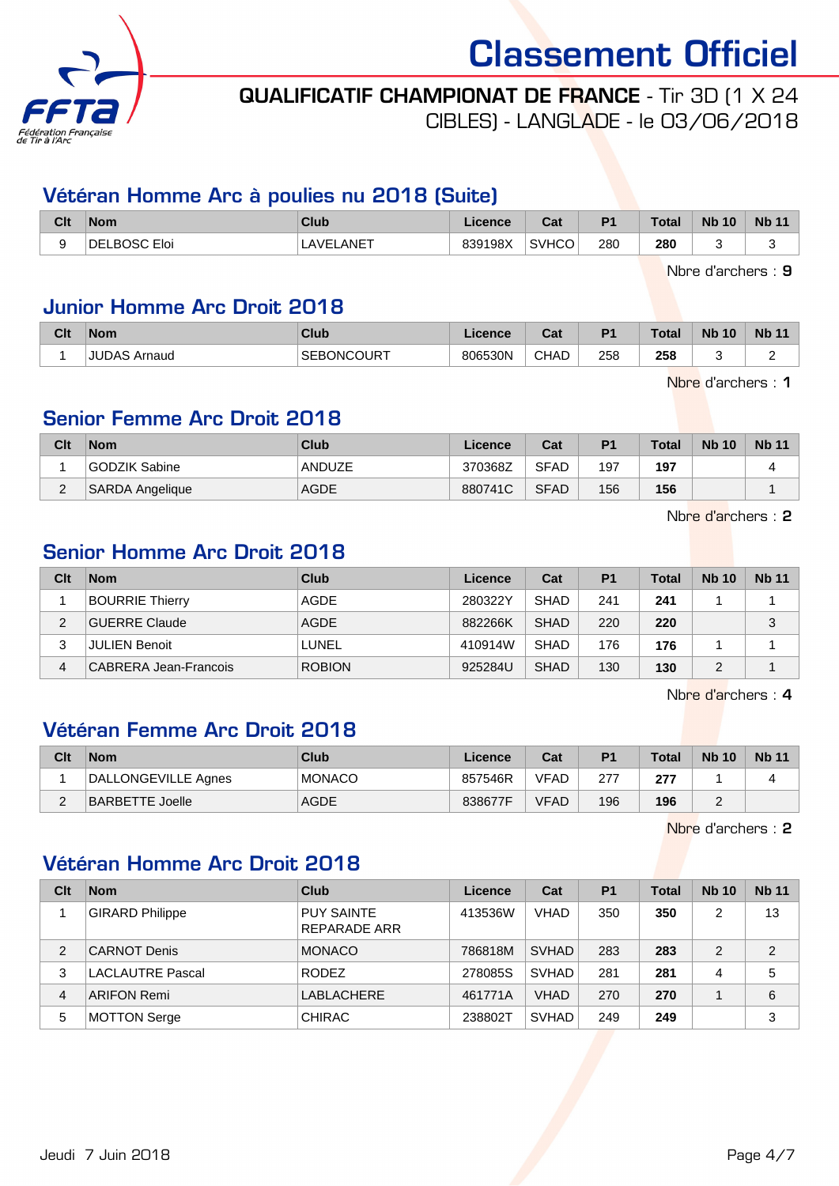# Classement Officiel

**QUALIFICATIF CHAMPIONAT DE FRANCE** - Tir 3D (1 X 24 CIBLES) - LANGLADE - le 03/06/2018

## Vétéran Homme Arc à poulies nu 2018 (Suite)

| Clt | Nom | Club | Licence | Cat | P1 | Total | Nb 10 | Nb 11 |
|---|---|---|---|---|---|---|---|---|
| 9 | DELBOSC Eloi | LAVELANET | 839198X | SVHCO | 280 | **280** | 3 | 3 |

Nbre d'archers : **9**

## Junior Homme Arc Droit 2018

| Clt | Nom | Club | Licence | Cat | P1 | Total | Nb 10 | Nb 11 |
|---|---|---|---|---|---|---|---|---|
| 1 | JUDAS Arnaud | SEBONCOURT | 806530N | CHAD | 258 | **258** | 3 | 2 |

Nbre d'archers : **1**

## Senior Femme Arc Droit 2018

| Clt | Nom | Club | Licence | Cat | P1 | Total | Nb 10 | Nb 11 |
|---|---|---|---|---|---|---|---|---|
| 1 | GODZIK Sabine | ANDUZE | 370368Z | SFAD | 197 | **197** | | 4 |
| 2 | SARDA Angelique | AGDE | 880741C | SFAD | 156 | **156** | | 1 |

Nbre d'archers : **2**

## Senior Homme Arc Droit 2018

| Clt | Nom | Club | Licence | Cat | P1 | Total | Nb 10 | Nb 11 |
|---|---|---|---|---|---|---|---|---|
| 1 | BOURRIE Thierry | AGDE | 280322Y | SHAD | 241 | **241** | 1 | 1 |
| 2 | GUERRE Claude | AGDE | 882266K | SHAD | 220 | **220** | | 3 |
| 3 | JULIEN Benoit | LUNEL | 410914W | SHAD | 176 | **176** | 1 | 1 |
| 4 | CABRERA Jean-Francois | ROBION | 925284U | SHAD | 130 | **130** | 2 | 1 |

Nbre d'archers : **4**

## Vétéran Femme Arc Droit 2018

| Clt | Nom | Club | Licence | Cat | P1 | Total | Nb 10 | Nb 11 |
|---|---|---|---|---|---|---|---|---|
| 1 | DALLONGEVILLE Agnes | MONACO | 857546R | VFAD | 277 | **277** | 1 | 4 |
| 2 | BARBETTE Joelle | AGDE | 838677F | VFAD | 196 | **196** | 2 | |

Nbre d'archers : **2**

## Vétéran Homme Arc Droit 2018

| Clt | Nom | Club | Licence | Cat | P1 | Total | Nb 10 | Nb 11 |
|---|---|---|---|---|---|---|---|---|
| 1 | GIRARD Philippe | PUY SAINTE REPARADE ARR | 413536W | VHAD | 350 | **350** | 2 | 13 |
| 2 | CARNOT Denis | MONACO | 786818M | SVHAD | 283 | **283** | 2 | 2 |
| 3 | LACLAUTRE Pascal | RODEZ | 278085S | SVHAD | 281 | **281** | 4 | 5 |
| 4 | ARIFON Remi | LABLACHERE | 461771A | VHAD | 270 | **270** | 1 | 6 |
| 5 | MOTTON Serge | CHIRAC | 238802T | SVHAD | 249 | **249** | | 3 |

Jeudi 7 Juin 2018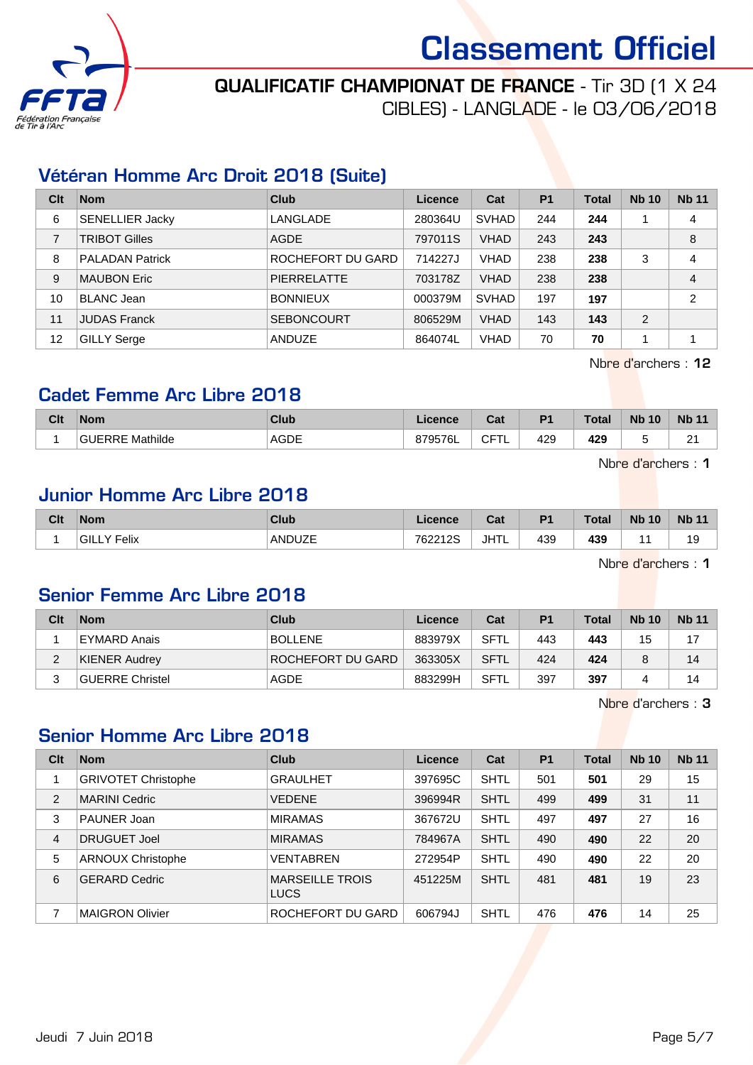# Classement Officiel

**QUALIFICATIF CHAMPIONAT DE FRANCE** - Tir 3D (1 X 24 CIBLES) - LANGLADE - le 03/06/2018

## Vétéran Homme Arc Droit 2018 (Suite)

| Clt | Nom | Club | Licence | Cat | P1 | Total | Nb 10 | Nb 11 |
|---|---|---|---|---|---|---|---|---|
| 6 | SENELLIER Jacky | LANGLADE | 280364U | SVHAD | 244 | **244** | 1 | 4 |
| 7 | TRIBOT Gilles | AGDE | 797011S | VHAD | 243 | **243** | | 8 |
| 8 | PALADAN Patrick | ROCHEFORT DU GARD | 714227J | VHAD | 238 | **238** | 3 | 4 |
| 9 | MAUBON Eric | PIERRELATTE | 703178Z | VHAD | 238 | **238** | | 4 |
| 10 | BLANC Jean | BONNIEUX | 000379M | SVHAD | 197 | **197** | | 2 |
| 11 | JUDAS Franck | SEBONCOURT | 806529M | VHAD | 143 | **143** | 2 | |
| 12 | GILLY Serge | ANDUZE | 864074L | VHAD | 70 | **70** | 1 | 1 |

Nbre d'archers : **12**

## Cadet Femme Arc Libre 2018

| Clt | Nom | Club | Licence | Cat | P1 | Total | Nb 10 | Nb 11 |
|---|---|---|---|---|---|---|---|---|
| 1 | GUERRE Mathilde | AGDE | 879576L | CFTL | 429 | **429** | 5 | 21 |

Nbre d'archers : **1**

## Junior Homme Arc Libre 2018

| Clt | Nom | Club | Licence | Cat | P1 | Total | Nb 10 | Nb 11 |
|---|---|---|---|---|---|---|---|---|
| 1 | GILLY Felix | ANDUZE | 762212S | JHTL | 439 | **439** | 11 | 19 |

Nbre d'archers : **1**

## Senior Femme Arc Libre 2018

| Clt | Nom | Club | Licence | Cat | P1 | Total | Nb 10 | Nb 11 |
|---|---|---|---|---|---|---|---|---|
| 1 | EYMARD Anais | BOLLENE | 883979X | SFTL | 443 | **443** | 15 | 17 |
| 2 | KIENER Audrey | ROCHEFORT DU GARD | 363305X | SFTL | 424 | **424** | 8 | 14 |
| 3 | GUERRE Christel | AGDE | 883299H | SFTL | 397 | **397** | 4 | 14 |

Nbre d'archers : **3**

## Senior Homme Arc Libre 2018

| Clt | Nom | Club | Licence | Cat | P1 | Total | Nb 10 | Nb 11 |
|---|---|---|---|---|---|---|---|---|
| 1 | GRIVOTET Christophe | GRAULHET | 397695C | SHTL | 501 | **501** | 29 | 15 |
| 2 | MARINI Cedric | VEDENE | 396994R | SHTL | 499 | **499** | 31 | 11 |
| 3 | PAUNER Joan | MIRAMAS | 367672U | SHTL | 497 | **497** | 27 | 16 |
| 4 | DRUGUET Joel | MIRAMAS | 784967A | SHTL | 490 | **490** | 22 | 20 |
| 5 | ARNOUX Christophe | VENTABREN | 272954P | SHTL | 490 | **490** | 22 | 20 |
| 6 | GERARD Cedric | MARSEILLE TROIS LUCS | 451225M | SHTL | 481 | **481** | 19 | 23 |
| 7 | MAIGRON Olivier | ROCHEFORT DU GARD | 606794J | SHTL | 476 | **476** | 14 | 25 |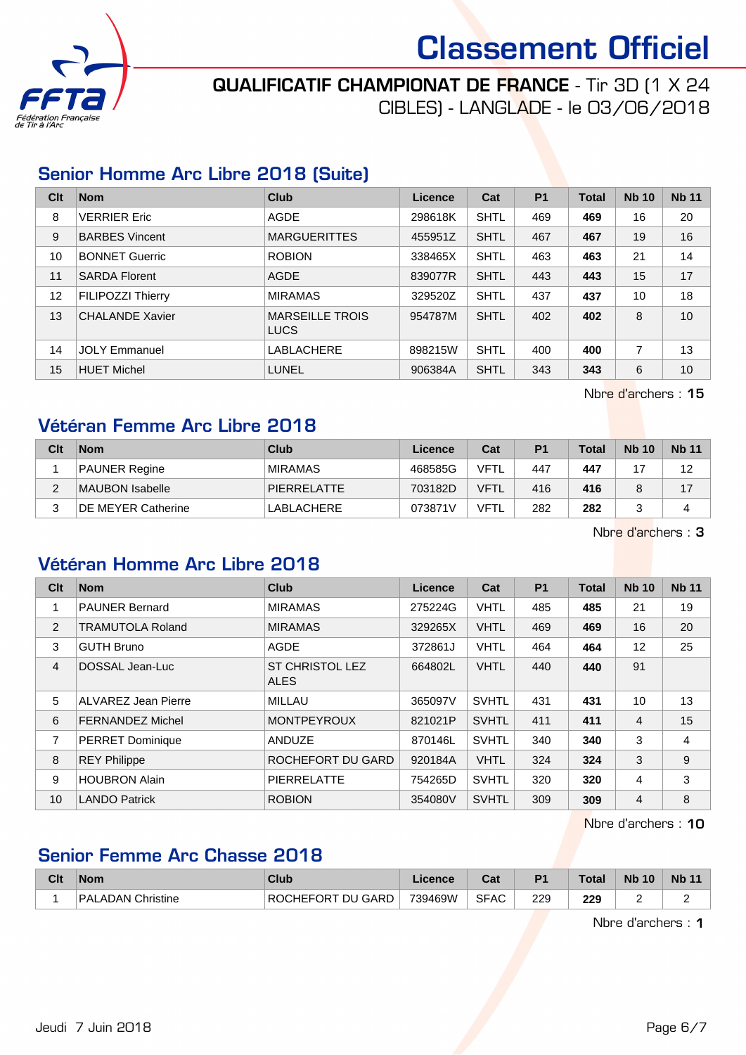# Classement Officiel

**QUALIFICATIF CHAMPIONAT DE FRANCE** - Tir 3D (1 X 24 CIBLES) - LANGLADE - le 03/06/2018

## Senior Homme Arc Libre 2018 (Suite)

| Clt | Nom | Club | Licence | Cat | P1 | Total | Nb 10 | Nb 11 |
|---|---|---|---|---|---|---|---|---|
| 8 | VERRIER Eric | AGDE | 298618K | SHTL | 469 | **469** | 16 | 20 |
| 9 | BARBES Vincent | MARGUERITTES | 455951Z | SHTL | 467 | **467** | 19 | 16 |
| 10 | BONNET Guerric | ROBION | 338465X | SHTL | 463 | **463** | 21 | 14 |
| 11 | SARDA Florent | AGDE | 839077R | SHTL | 443 | **443** | 15 | 17 |
| 12 | FILIPOZZI Thierry | MIRAMAS | 329520Z | SHTL | 437 | **437** | 10 | 18 |
| 13 | CHALANDE Xavier | MARSEILLE TROIS LUCS | 954787M | SHTL | 402 | **402** | 8 | 10 |
| 14 | JOLY Emmanuel | LABLACHERE | 898215W | SHTL | 400 | **400** | 7 | 13 |
| 15 | HUET Michel | LUNEL | 906384A | SHTL | 343 | **343** | 6 | 10 |

Nbre d'archers : **15**

## Vétéran Femme Arc Libre 2018

| Clt | Nom | Club | Licence | Cat | P1 | Total | Nb 10 | Nb 11 |
|---|---|---|---|---|---|---|---|---|
| 1 | PAUNER Regine | MIRAMAS | 468585G | VFTL | 447 | **447** | 17 | 12 |
| 2 | MAUBON Isabelle | PIERRELATTE | 703182D | VFTL | 416 | **416** | 8 | 17 |
| 3 | DE MEYER Catherine | LABLACHERE | 073871V | VFTL | 282 | **282** | 3 | 4 |

Nbre d'archers : **3**

## Vétéran Homme Arc Libre 2018

| Clt | Nom | Club | Licence | Cat | P1 | Total | Nb 10 | Nb 11 |
|---|---|---|---|---|---|---|---|---|
| 1 | PAUNER Bernard | MIRAMAS | 275224G | VHTL | 485 | **485** | 21 | 19 |
| 2 | TRAMUTOLA Roland | MIRAMAS | 329265X | VHTL | 469 | **469** | 16 | 20 |
| 3 | GUTH Bruno | AGDE | 372861J | VHTL | 464 | **464** | 12 | 25 |
| 4 | DOSSAL Jean-Luc | ST CHRISTOL LEZ ALES | 664802L | VHTL | 440 | **440** | 91 | |
| 5 | ALVAREZ Jean Pierre | MILLAU | 365097V | SVHTL | 431 | **431** | 10 | 13 |
| 6 | FERNANDEZ Michel | MONTPEYROUX | 821021P | SVHTL | 411 | **411** | 4 | 15 |
| 7 | PERRET Dominique | ANDUZE | 870146L | SVHTL | 340 | **340** | 3 | 4 |
| 8 | REY Philippe | ROCHEFORT DU GARD | 920184A | VHTL | 324 | **324** | 3 | 9 |
| 9 | HOUBRON Alain | PIERRELATTE | 754265D | SVHTL | 320 | **320** | 4 | 3 |
| 10 | LANDO Patrick | ROBION | 354080V | SVHTL | 309 | **309** | 4 | 8 |

Nbre d'archers : **10**

## Senior Femme Arc Chasse 2018

| Clt | Nom | Club | Licence | Cat | P1 | Total | Nb 10 | Nb 11 |
|---|---|---|---|---|---|---|---|---|
| 1 | PALADAN Christine | ROCHEFORT DU GARD | 739469W | SFAC | 229 | **229** | 2 | 2 |

Nbre d'archers : **1**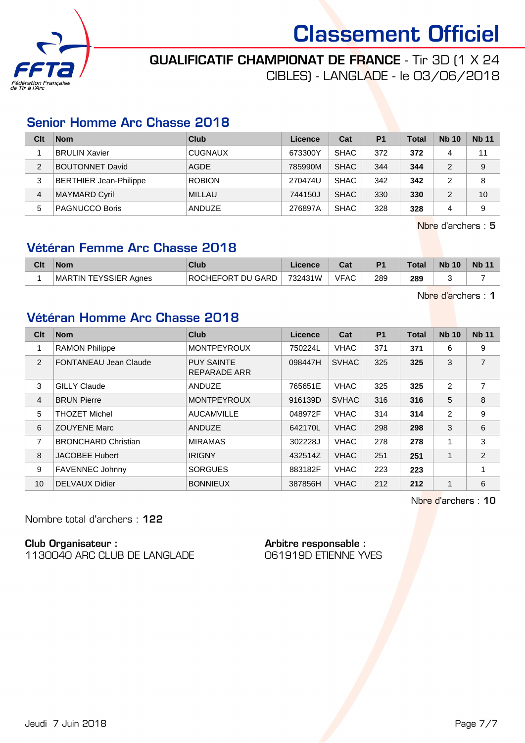# Classement Officiel

**QUALIFICATIF CHAMPIONAT DE FRANCE** - Tir 3D (1 X 24 CIBLES) - LANGLADE - le 03/06/2018

## Senior Homme Arc Chasse 2018

| Clt | Nom | Club | Licence | Cat | P1 | Total | Nb 10 | Nb 11 |
|---|---|---|---|---|---|---|---|---|
| 1 | BRULIN Xavier | CUGNAUX | 673300Y | SHAC | 372 | **372** | 4 | 11 |
| 2 | BOUTONNET David | AGDE | 785990M | SHAC | 344 | **344** | 2 | 9 |
| 3 | BERTHIER Jean-Philippe | ROBION | 270474U | SHAC | 342 | **342** | 2 | 8 |
| 4 | MAYMARD Cyril | MILLAU | 744150J | SHAC | 330 | **330** | 2 | 10 |
| 5 | PAGNUCCO Boris | ANDUZE | 276897A | SHAC | 328 | **328** | 4 | 9 |

Nbre d'archers : **5**

## Vétéran Femme Arc Chasse 2018

| Clt | Nom | Club | Licence | Cat | P1 | Total | Nb 10 | Nb 11 |
|---|---|---|---|---|---|---|---|---|
| 1 | MARTIN TEYSSIER Agnes | ROCHEFORT DU GARD | 732431W | VFAC | 289 | **289** | 3 | 7 |

Nbre d'archers : **1**

## Vétéran Homme Arc Chasse 2018

| Clt | Nom | Club | Licence | Cat | P1 | Total | Nb 10 | Nb 11 |
|---|---|---|---|---|---|---|---|---|
| 1 | RAMON Philippe | MONTPEYROUX | 750224L | VHAC | 371 | **371** | 6 | 9 |
| 2 | FONTANEAU Jean Claude | PUY SAINTE REPARADE ARR | 098447H | SVHAC | 325 | **325** | 3 | 7 |
| 3 | GILLY Claude | ANDUZE | 765651E | VHAC | 325 | **325** | 2 | 7 |
| 4 | BRUN Pierre | MONTPEYROUX | 916139D | SVHAC | 316 | **316** | 5 | 8 |
| 5 | THOZET Michel | AUCAMVILLE | 048972F | VHAC | 314 | **314** | 2 | 9 |
| 6 | ZOUYENE Marc | ANDUZE | 642170L | VHAC | 298 | **298** | 3 | 6 |
| 7 | BRONCHARD Christian | MIRAMAS | 302228J | VHAC | 278 | **278** | 1 | 3 |
| 8 | JACOBEE Hubert | IRIGNY | 432514Z | VHAC | 251 | **251** | 1 | 2 |
| 9 | FAVENNEC Johnny | SORGUES | 883182F | VHAC | 223 | **223** | | 1 |
| 10 | DELVAUX Didier | BONNIEUX | 387856H | VHAC | 212 | **212** | 1 | 6 |

Nbre d'archers : **10**

Nombre total d'archers : **122**

**Club Organisateur :**
1130040 ARC CLUB DE LANGLADE

**Arbitre responsable :**
061919D ETIENNE YVES

Jeudi 7 Juin 2018